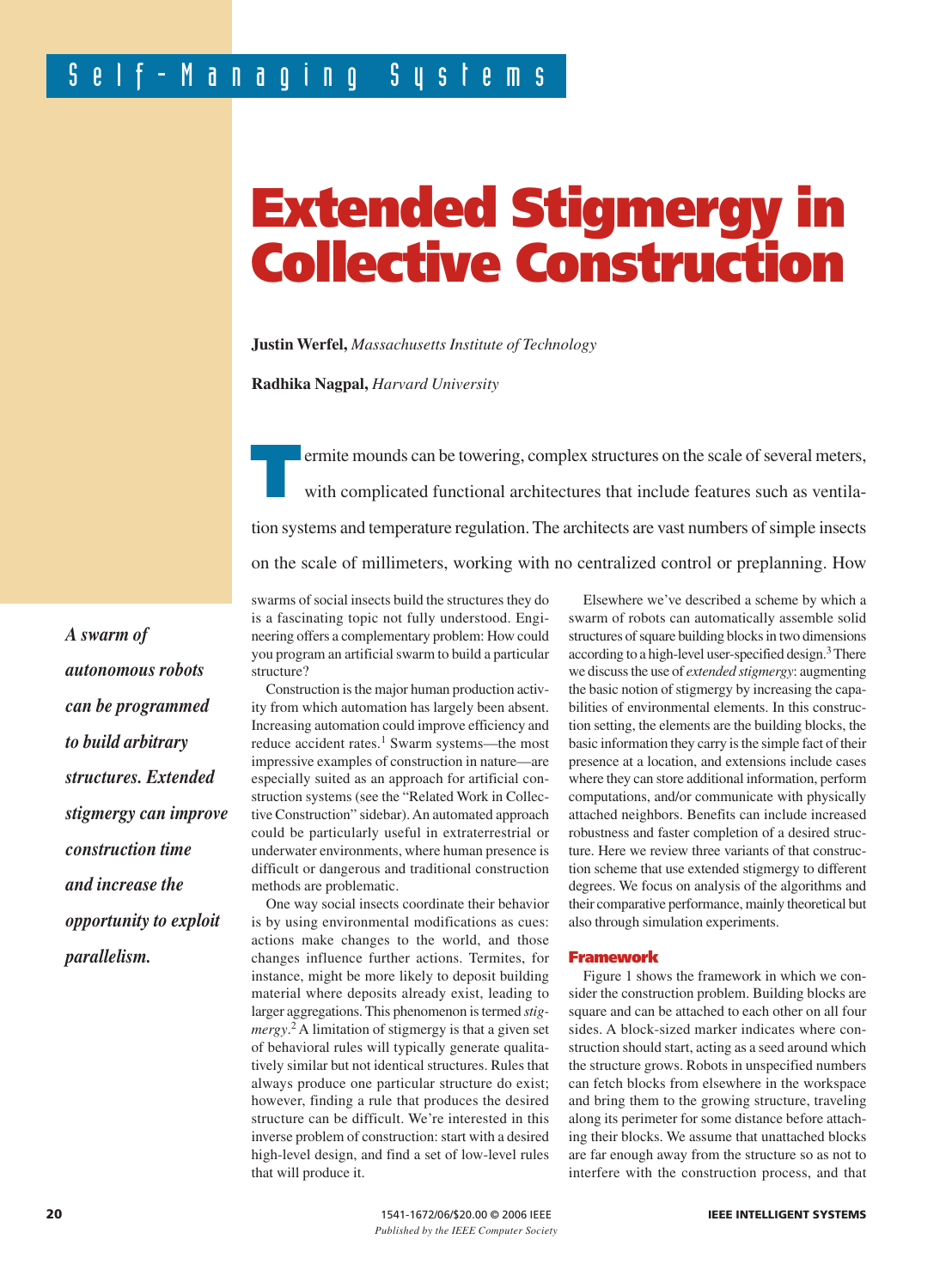# Extended Stigmergy in Collective Construction

**Justin Werfel,** *Massachusetts Institute of Technology*

**Radhika Nagpal,** *Harvard University*

*A swarm of autonomous robots can be programmed to build arbitrary structures. Extended stigmergy can improve construction time and increase the opportunity to exploit parallelism.*

Termite mounds can be towering, complex structures on the scale of several meters, with complicated functional architectures that include features such as ventilation systems and temperature regulation. The architects are vast numbers of simple insects on the scale of millimeters, working with no centralized control or preplanning. How swarms of social insects build the structures they do is a fascinating topic not fully understood. Engineering offers a complementary problem: How could you program an artificial swarm to build a particular structure?

Construction is the major human production activity from which automation has largely been absent. Increasing automation could improve efficiency and reduce accident rates.[1] Swarm systems—the most impressive examples of construction in nature—are especially suited as an approach for artificial construction systems (see the "Related Work in Collective Construction" sidebar). An automated approach could be particularly useful in extraterrestrial or underwater environments, where human presence is difficult or dangerous and traditional construction methods are problematic.

One way social insects coordinate their behavior is by using environmental modifications as cues: actions make changes to the world, and those changes influence further actions. Termites, for instance, might be more likely to deposit building material where deposits already exist, leading to larger aggregations. This phenomenon is termed *stigmergy*.[2] A limitation of stigmergy is that a given set of behavioral rules will typically generate qualitatively similar but not identical structures. Rules that always produce one particular structure do exist; however, finding a rule that produces the desired structure can be difficult. We're interested in this inverse problem of construction: start with a desired high-level design, and find a set of low-level rules that will produce it.

Elsewhere we've described a scheme by which a swarm of robots can automatically assemble solid structures of square building blocks in two dimensions according to a high-level user-specified design.[3] There we discuss the use of *extended stigmergy*: augmenting the basic notion of stigmergy by increasing the capabilities of environmental elements. In this construction setting, the elements are the building blocks, the basic information they carry is the simple fact of their presence at a location, and extensions include cases where they can store additional information, perform computations, and/or communicate with physically attached neighbors. Benefits can include increased robustness and faster completion of a desired structure. Here we review three variants of that construction scheme that use extended stigmergy to different degrees. We focus on analysis of the algorithms and their comparative performance, mainly theoretical but also through simulation experiments.

## Framework

Figure 1 shows the framework in which we consider the construction problem. Building blocks are square and can be attached to each other on all four sides. A block-sized marker indicates where construction should start, acting as a seed around which the structure grows. Robots in unspecified numbers can fetch blocks from elsewhere in the workspace and bring them to the growing structure, traveling along its perimeter for some distance before attaching their blocks. We assume that unattached blocks are far enough away from the structure so as not to interfere with the construction process, and that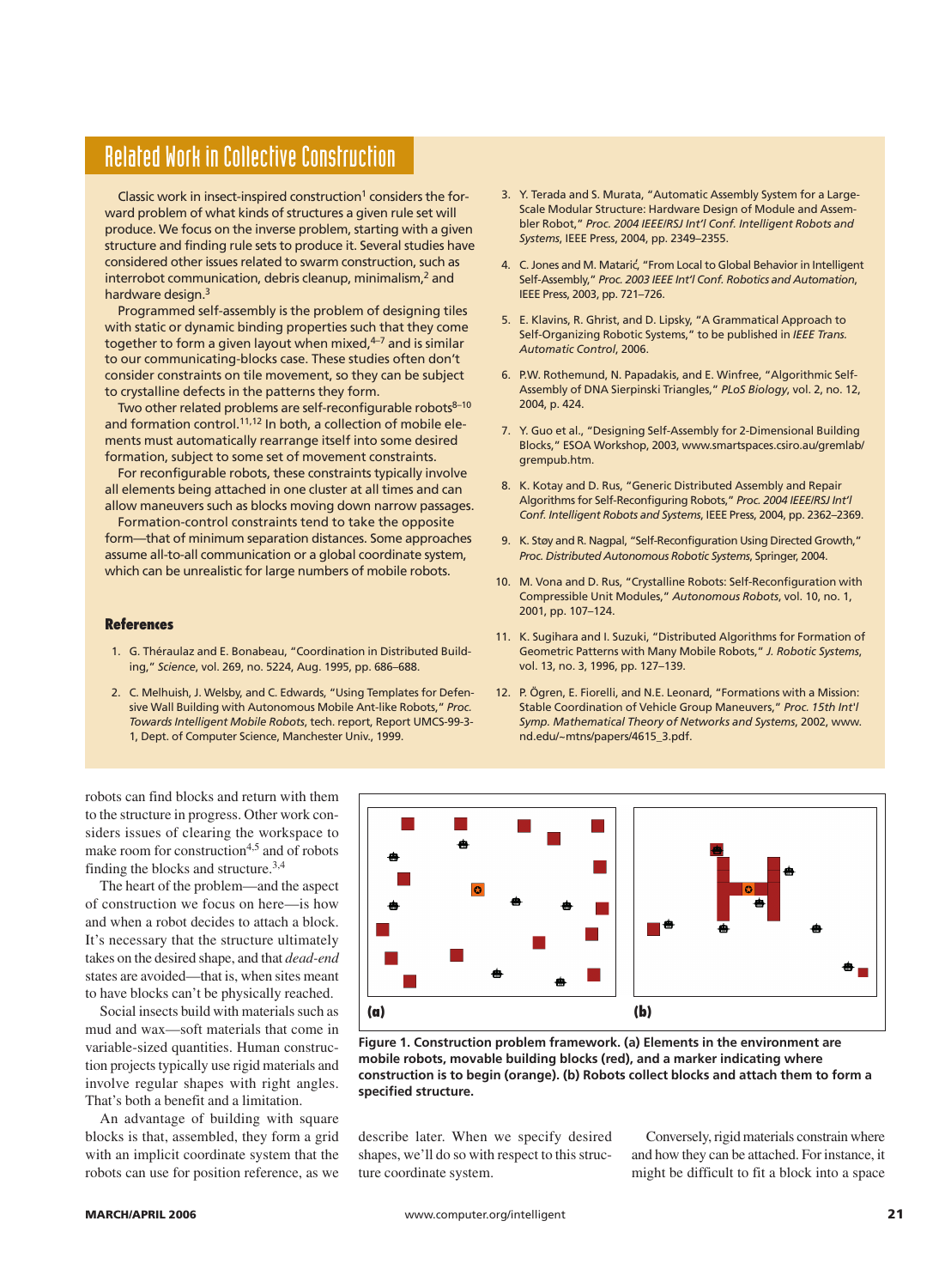## Related Work in Collective Construction

Classic work in insect-inspired construction[1] considers the forward problem of what kinds of structures a given rule set will produce. We focus on the inverse problem, starting with a given structure and finding rule sets to produce it. Several studies have considered other issues related to swarm construction, such as interrobot communication, debris cleanup, minimalism,[2] and hardware design.[3]

Programmed self-assembly is the problem of designing tiles with static or dynamic binding properties such that they come together to form a given layout when mixed,[4–7] and is similar to our communicating-blocks case. These studies often don't consider constraints on tile movement, so they can be subject to crystalline defects in the patterns they form.

Two other related problems are self-reconfigurable robots[8–10] and formation control.[11,12] In both, a collection of mobile elements must automatically rearrange itself into some desired formation, subject to some set of movement constraints.

For reconfigurable robots, these constraints typically involve all elements being attached in one cluster at all times and can allow maneuvers such as blocks moving down narrow passages.

Formation-control constraints tend to take the opposite form—that of minimum separation distances. Some approaches assume all-to-all communication or a global coordinate system, which can be unrealistic for large numbers of mobile robots.

### References

1. G. Théraulaz and E. Bonabeau, "Coordination in Distributed Building," *Science*, vol. 269, no. 5224, Aug. 1995, pp. 686–688.
2. C. Melhuish, J. Welsby, and C. Edwards, "Using Templates for Defensive Wall Building with Autonomous Mobile Ant-like Robots," *Proc. Towards Intelligent Mobile Robots*, tech. report, Report UMCS-99-3-1, Dept. of Computer Science, Manchester Univ., 1999.
3. Y. Terada and S. Murata, "Automatic Assembly System for a Large-Scale Modular Structure: Hardware Design of Module and Assembler Robot," *Proc. 2004 IEEE/RSJ Int'l Conf. Intelligent Robots and Systems*, IEEE Press, 2004, pp. 2349–2355.
4. C. Jones and M. Matarić, "From Local to Global Behavior in Intelligent Self-Assembly," *Proc. 2003 IEEE Int'l Conf. Robotics and Automation*, IEEE Press, 2003, pp. 721–726.
5. E. Klavins, R. Ghrist, and D. Lipsky, "A Grammatical Approach to Self-Organizing Robotic Systems," to be published in *IEEE Trans. Automatic Control*, 2006.
6. P.W. Rothemund, N. Papadakis, and E. Winfree, "Algorithmic Self-Assembly of DNA Sierpinski Triangles," *PLoS Biology*, vol. 2, no. 12, 2004, p. 424.
7. Y. Guo et al., "Designing Self-Assembly for 2-Dimensional Building Blocks," ESOA Workshop, 2003, www.smartspaces.csiro.au/gremlab/grempub.htm.
8. K. Kotay and D. Rus, "Generic Distributed Assembly and Repair Algorithms for Self-Reconfiguring Robots," *Proc. 2004 IEEE/RSJ Int'l Conf. Intelligent Robots and Systems*, IEEE Press, 2004, pp. 2362–2369.
9. K. Støy and R. Nagpal, "Self-Reconfiguration Using Directed Growth," *Proc. Distributed Autonomous Robotic Systems*, Springer, 2004.
10. M. Vona and D. Rus, "Crystalline Robots: Self-Reconfiguration with Compressible Unit Modules," *Autonomous Robots*, vol. 10, no. 1, 2001, pp. 107–124.
11. K. Sugihara and I. Suzuki, "Distributed Algorithms for Formation of Geometric Patterns with Many Mobile Robots," *J. Robotic Systems*, vol. 13, no. 3, 1996, pp. 127–139.
12. P. Ögren, E. Fiorelli, and N.E. Leonard, "Formations with a Mission: Stable Coordination of Vehicle Group Maneuvers," *Proc. 15th Int'l Symp. Mathematical Theory of Networks and Systems*, 2002, www.nd.edu/~mtns/papers/4615_3.pdf.

---

robots can find blocks and return with them to the structure in progress. Other work considers issues of clearing the workspace to make room for construction[4,5] and of robots finding the blocks and structure.[3,4]

The heart of the problem—and the aspect of construction we focus on here—is how and when a robot decides to attach a block. It's necessary that the structure ultimately takes on the desired shape, and that *dead-end* states are avoided—that is, when sites meant to have blocks can't be physically reached.

Social insects build with materials such as mud and wax—soft materials that come in variable-sized quantities. Human construction projects typically use rigid materials and involve regular shapes with right angles. That's both a benefit and a limitation.

An advantage of building with square blocks is that, assembled, they form a grid with an implicit coordinate system that the robots can use for position reference, as we describe later. When we specify desired shapes, we'll do so with respect to this structure coordinate system.

**Figure 1. Construction problem framework. (a) Elements in the environment are mobile robots, movable building blocks (red), and a marker indicating where construction is to begin (orange). (b) Robots collect blocks and attach them to form a specified structure.**

Conversely, rigid materials constrain where and how they can be attached. For instance, it might be difficult to fit a block into a space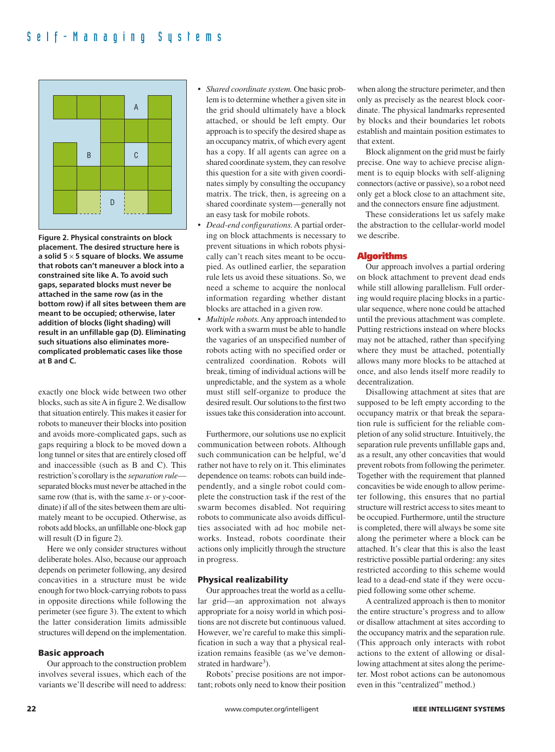**Figure 2. Physical constraints on block placement. The desired structure here is a solid 5 × 5 square of blocks. We assume that robots can't maneuver a block into a constrained site like A. To avoid such gaps, separated blocks must never be attached in the same row (as in the bottom row) if all sites between them are meant to be occupied; otherwise, later addition of blocks (light shading) will result in an unfillable gap (D). Eliminating such situations also eliminates more-complicated problematic cases like those at B and C.**

exactly one block wide between two other blocks, such as site A in figure 2. We disallow that situation entirely. This makes it easier for robots to maneuver their blocks into position and avoids more-complicated gaps, such as gaps requiring a block to be moved down a long tunnel or sites that are entirely closed off and inaccessible (such as B and C). This restriction's corollary is the *separation rule*—separated blocks must never be attached in the same row (that is, with the same *x*- or *y*-coordinate) if all of the sites between them are ultimately meant to be occupied. Otherwise, as robots add blocks, an unfillable one-block gap will result (D in figure 2).

Here we only consider structures without deliberate holes. Also, because our approach depends on perimeter following, any desired concavities in a structure must be wide enough for two block-carrying robots to pass in opposite directions while following the perimeter (see figure 3). The extent to which the latter consideration limits admissible structures will depend on the implementation.

### Basic approach

Our approach to the construction problem involves several issues, which each of the variants we'll describe will need to address:

- *Shared coordinate system.* One basic problem is to determine whether a given site in the grid should ultimately have a block attached, or should be left empty. Our approach is to specify the desired shape as an occupancy matrix, of which every agent has a copy. If all agents can agree on a shared coordinate system, they can resolve this question for a site with given coordinates simply by consulting the occupancy matrix. The trick, then, is agreeing on a shared coordinate system—generally not an easy task for mobile robots.
- *Dead-end configurations.* A partial ordering on block attachments is necessary to prevent situations in which robots physically can't reach sites meant to be occupied. As outlined earlier, the separation rule lets us avoid these situations. So, we need a scheme to acquire the nonlocal information regarding whether distant blocks are attached in a given row.
- *Multiple robots.* Any approach intended to work with a swarm must be able to handle the vagaries of an unspecified number of robots acting with no specified order or centralized coordination. Robots will break, timing of individual actions will be unpredictable, and the system as a whole must still self-organize to produce the desired result. Our solutions to the first two issues take this consideration into account.

Furthermore, our solutions use no explicit communication between robots. Although such communication can be helpful, we'd rather not have to rely on it. This eliminates dependence on teams: robots can build independently, and a single robot could complete the construction task if the rest of the swarm becomes disabled. Not requiring robots to communicate also avoids difficulties associated with ad hoc mobile networks. Instead, robots coordinate their actions only implicitly through the structure in progress.

### Physical realizability

Our approaches treat the world as a cellular grid—an approximation not always appropriate for a noisy world in which positions are not discrete but continuous valued. However, we're careful to make this simplification in such a way that a physical realization remains feasible (as we've demonstrated in hardware[3]).

Robots' precise positions are not important; robots only need to know their position when along the structure perimeter, and then only as precisely as the nearest block coordinate. The physical landmarks represented by blocks and their boundaries let robots establish and maintain position estimates to that extent.

Block alignment on the grid must be fairly precise. One way to achieve precise alignment is to equip blocks with self-aligning connectors (active or passive), so a robot need only get a block close to an attachment site, and the connectors ensure fine adjustment.

These considerations let us safely make the abstraction to the cellular-world model we describe.

## Algorithms

Our approach involves a partial ordering on block attachment to prevent dead ends while still allowing parallelism. Full ordering would require placing blocks in a particular sequence, where none could be attached until the previous attachment was complete. Putting restrictions instead on where blocks may not be attached, rather than specifying where they must be attached, potentially allows many more blocks to be attached at once, and also lends itself more readily to decentralization.

Disallowing attachment at sites that are supposed to be left empty according to the occupancy matrix or that break the separation rule is sufficient for the reliable completion of any solid structure. Intuitively, the separation rule prevents unfillable gaps and, as a result, any other concavities that would prevent robots from following the perimeter. Together with the requirement that planned concavities be wide enough to allow perimeter following, this ensures that no partial structure will restrict access to sites meant to be occupied. Furthermore, until the structure is completed, there will always be some site along the perimeter where a block can be attached. It's clear that this is also the least restrictive possible partial ordering: any sites restricted according to this scheme would lead to a dead-end state if they were occupied following some other scheme.

A centralized approach is then to monitor the entire structure's progress and to allow or disallow attachment at sites according to the occupancy matrix and the separation rule. (This approach only interacts with robot actions to the extent of allowing or disallowing attachment at sites along the perimeter. Most robot actions can be autonomous even in this "centralized" method.)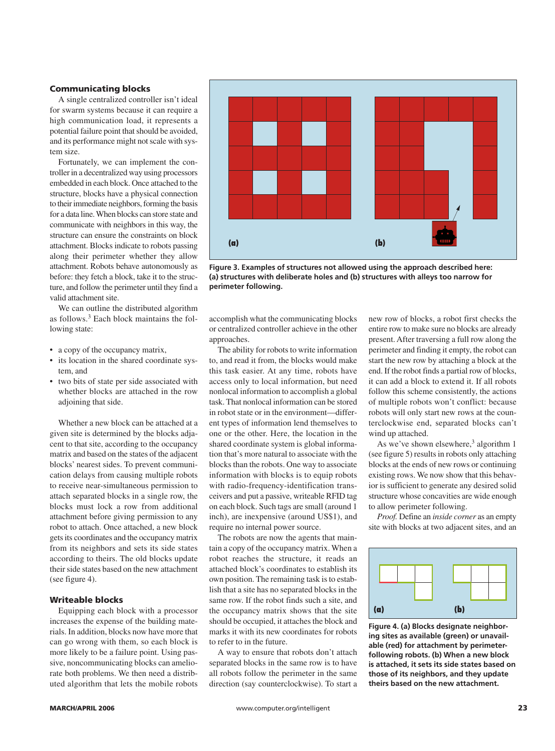## Communicating blocks

A single centralized controller isn't ideal for swarm systems because it can require a high communication load, it represents a potential failure point that should be avoided, and its performance might not scale with system size.

Fortunately, we can implement the controller in a decentralized way using processors embedded in each block. Once attached to the structure, blocks have a physical connection to their immediate neighbors, forming the basis for a data line. When blocks can store state and communicate with neighbors in this way, the structure can ensure the constraints on block attachment. Blocks indicate to robots passing along their perimeter whether they allow attachment. Robots behave autonomously as before: they fetch a block, take it to the structure, and follow the perimeter until they find a valid attachment site.

We can outline the distributed algorithm as follows.[3] Each block maintains the following state:

- a copy of the occupancy matrix,
- its location in the shared coordinate system, and
- two bits of state per side associated with whether blocks are attached in the row adjoining that side.

Whether a new block can be attached at a given site is determined by the blocks adjacent to that site, according to the occupancy matrix and based on the states of the adjacent blocks' nearest sides. To prevent communication delays from causing multiple robots to receive near-simultaneous permission to attach separated blocks in a single row, the blocks must lock a row from additional attachment before giving permission to any robot to attach. Once attached, a new block gets its coordinates and the occupancy matrix from its neighbors and sets its side states according to theirs. The old blocks update their side states based on the new attachment (see figure 4).

## Writeable blocks

Equipping each block with a processor increases the expense of the building materials. In addition, blocks now have more that can go wrong with them, so each block is more likely to be a failure point. Using passive, noncommunicating blocks can ameliorate both problems. We then need a distributed algorithm that lets the mobile robots accomplish what the communicating blocks or centralized controller achieve in the other approaches.

The ability for robots to write information to, and read it from, the blocks would make this task easier. At any time, robots have access only to local information, but need nonlocal information to accomplish a global task. That nonlocal information can be stored in robot state or in the environment—different types of information lend themselves to one or the other. Here, the location in the shared coordinate system is global information that's more natural to associate with the blocks than the robots. One way to associate information with blocks is to equip robots with radio-frequency-identification transceivers and put a passive, writeable RFID tag on each block. Such tags are small (around 1 inch), are inexpensive (around US$1), and require no internal power source.

The robots are now the agents that maintain a copy of the occupancy matrix. When a robot reaches the structure, it reads an attached block's coordinates to establish its own position. The remaining task is to establish that a site has no separated blocks in the same row. If the robot finds such a site, and the occupancy matrix shows that the site should be occupied, it attaches the block and marks it with its new coordinates for robots to refer to in the future.

A way to ensure that robots don't attach separated blocks in the same row is to have all robots follow the perimeter in the same direction (say counterclockwise). To start a new row of blocks, a robot first checks the entire row to make sure no blocks are already present. After traversing a full row along the perimeter and finding it empty, the robot can start the new row by attaching a block at the end. If the robot finds a partial row of blocks, it can add a block to extend it. If all robots follow this scheme consistently, the actions of multiple robots won't conflict: because robots will only start new rows at the counterclockwise end, separated blocks can't wind up attached.

As we've shown elsewhere,[3] algorithm 1 (see figure 5) results in robots only attaching blocks at the ends of new rows or continuing existing rows. We now show that this behavior is sufficient to generate any desired solid structure whose concavities are wide enough to allow perimeter following.

*Proof.* Define an *inside corner* as an empty site with blocks at two adjacent sites, and an

Figure 3. Examples of structures not allowed using the approach described here: (a) structures with deliberate holes and (b) structures with alleys too narrow for perimeter following.

Figure 4. (a) Blocks designate neighboring sites as available (green) or unavailable (red) for attachment by perimeter-following robots. (b) When a new block is attached, it sets its side states based on those of its neighbors, and they update theirs based on the new attachment.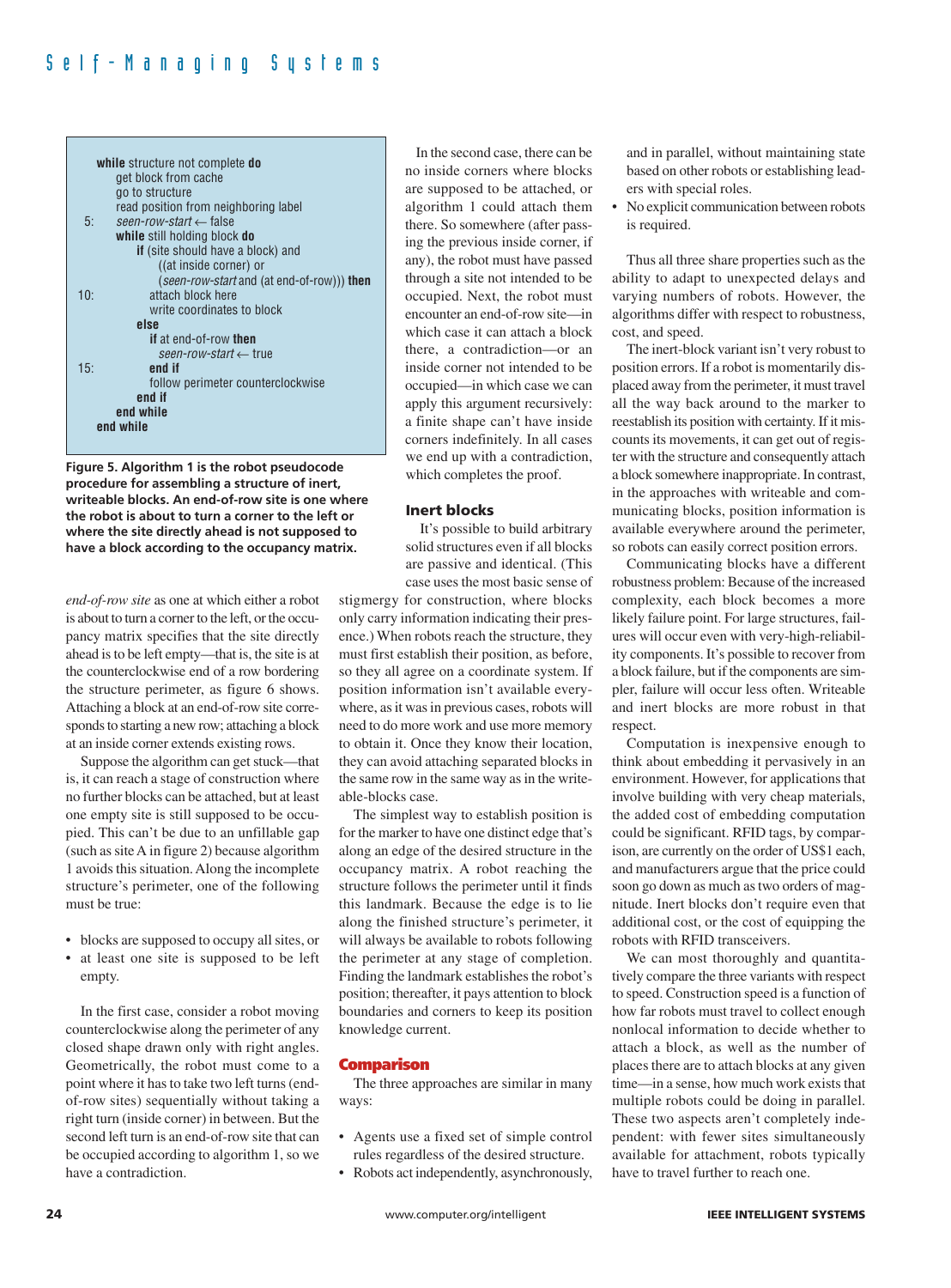```
    while structure not complete do
        get block from cache
        go to structure
        read position from neighboring label
5:      seen-row-start ← false
        while still holding block do
            if (site should have a block) and
                ((at inside corner) or
                (seen-row-start and (at end-of-row))) then
10:             attach block here
                write coordinates to block
            else
                if at end-of-row then
                    seen-row-start ← true
15:             end if
                follow perimeter counterclockwise
            end if
        end while
    end while
```

**Figure 5. Algorithm 1 is the robot pseudocode procedure for assembling a structure of inert, writeable blocks. An end-of-row site is one where the robot is about to turn a corner to the left or where the site directly ahead is not supposed to have a block according to the occupancy matrix.**

*end-of-row site* as one at which either a robot is about to turn a corner to the left, or the occupancy matrix specifies that the site directly ahead is to be left empty—that is, the site is at the counterclockwise end of a row bordering the structure perimeter, as figure 6 shows. Attaching a block at an end-of-row site corresponds to starting a new row; attaching a block at an inside corner extends existing rows.

Suppose the algorithm can get stuck—that is, it can reach a stage of construction where no further blocks can be attached, but at least one empty site is still supposed to be occupied. This can't be due to an unfillable gap (such as site A in figure 2) because algorithm 1 avoids this situation. Along the incomplete structure's perimeter, one of the following must be true:

- blocks are supposed to occupy all sites, or
- at least one site is supposed to be left empty.

In the first case, consider a robot moving counterclockwise along the perimeter of any closed shape drawn only with right angles. Geometrically, the robot must come to a point where it has to take two left turns (end-of-row sites) sequentially without taking a right turn (inside corner) in between. But the second left turn is an end-of-row site that can be occupied according to algorithm 1, so we have a contradiction.

In the second case, there can be no inside corners where blocks are supposed to be attached, or algorithm 1 could attach them there. So somewhere (after passing the previous inside corner, if any), the robot must have passed through a site not intended to be occupied. Next, the robot must encounter an end-of-row site—in which case it can attach a block there, a contradiction—or an inside corner not intended to be occupied—in which case we can apply this argument recursively: a finite shape can't have inside corners indefinitely. In all cases we end up with a contradiction, which completes the proof.

### Inert blocks

It's possible to build arbitrary solid structures even if all blocks are passive and identical. (This case uses the most basic sense of stigmergy for construction, where blocks only carry information indicating their presence.) When robots reach the structure, they must first establish their position, as before, so they all agree on a coordinate system. If position information isn't available everywhere, as it was in previous cases, robots will need to do more work and use more memory to obtain it. Once they know their location, they can avoid attaching separated blocks in the same row in the same way as in the writeable-blocks case.

The simplest way to establish position is for the marker to have one distinct edge that's along an edge of the desired structure in the occupancy matrix. A robot reaching the structure follows the perimeter until it finds this landmark. Because the edge is to lie along the finished structure's perimeter, it will always be available to robots following the perimeter at any stage of completion. Finding the landmark establishes the robot's position; thereafter, it pays attention to block boundaries and corners to keep its position knowledge current.

## Comparison

The three approaches are similar in many ways:

- Agents use a fixed set of simple control rules regardless of the desired structure.
- Robots act independently, asynchronously, and in parallel, without maintaining state based on other robots or establishing leaders with special roles.
- No explicit communication between robots is required.

Thus all three share properties such as the ability to adapt to unexpected delays and varying numbers of robots. However, the algorithms differ with respect to robustness, cost, and speed.

The inert-block variant isn't very robust to position errors. If a robot is momentarily displaced away from the perimeter, it must travel all the way back around to the marker to reestablish its position with certainty. If it miscounts its movements, it can get out of register with the structure and consequently attach a block somewhere inappropriate. In contrast, in the approaches with writeable and communicating blocks, position information is available everywhere around the perimeter, so robots can easily correct position errors.

Communicating blocks have a different robustness problem: Because of the increased complexity, each block becomes a more likely failure point. For large structures, failures will occur even with very-high-reliability components. It's possible to recover from a block failure, but if the components are simpler, failure will occur less often. Writeable and inert blocks are more robust in that respect.

Computation is inexpensive enough to think about embedding it pervasively in an environment. However, for applications that involve building with very cheap materials, the added cost of embedding computation could be significant. RFID tags, by comparison, are currently on the order of US$1 each, and manufacturers argue that the price could soon go down as much as two orders of magnitude. Inert blocks don't require even that additional cost, or the cost of equipping the robots with RFID transceivers.

We can most thoroughly and quantitatively compare the three variants with respect to speed. Construction speed is a function of how far robots must travel to collect enough nonlocal information to decide whether to attach a block, as well as the number of places there are to attach blocks at any given time—in a sense, how much work exists that multiple robots could be doing in parallel. These two aspects aren't completely independent: with fewer sites simultaneously available for attachment, robots typically have to travel further to reach one.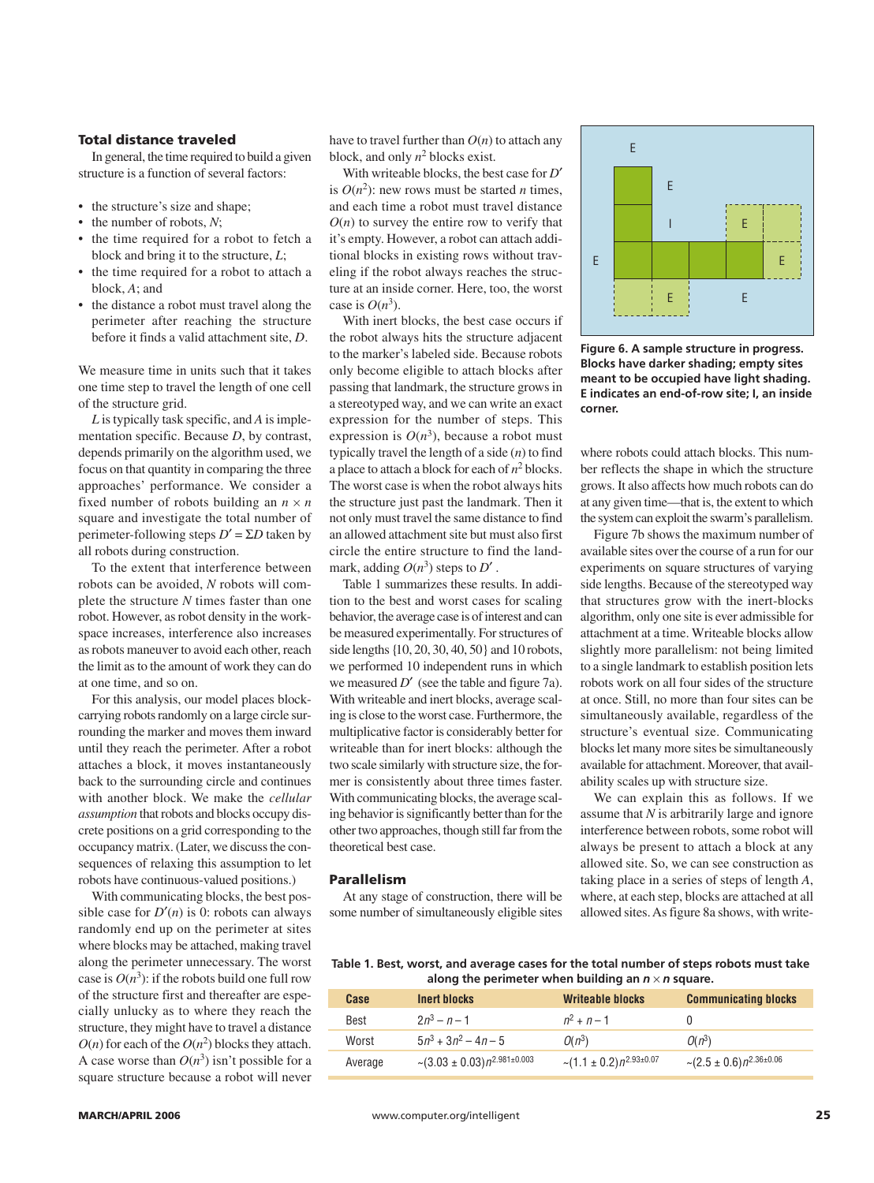### Total distance traveled

In general, the time required to build a given structure is a function of several factors:

- the structure's size and shape;
- the number of robots, $N$;
- the time required for a robot to fetch a block and bring it to the structure, $L$;
- the time required for a robot to attach a block, $A$; and
- the distance a robot must travel along the perimeter after reaching the structure before it finds a valid attachment site, $D$.

We measure time in units such that it takes one time step to travel the length of one cell of the structure grid.

$L$ is typically task specific, and $A$ is implementation specific. Because $D$, by contrast, depends primarily on the algorithm used, we focus on that quantity in comparing the three approaches' performance. We consider a fixed number of robots building an $n \times n$ square and investigate the total number of perimeter-following steps $D' = \Sigma D$ taken by all robots during construction.

To the extent that interference between robots can be avoided, $N$ robots will complete the structure $N$ times faster than one robot. However, as robot density in the workspace increases, interference also increases as robots maneuver to avoid each other, reach the limit as to the amount of work they can do at one time, and so on.

For this analysis, our model places block-carrying robots randomly on a large circle surrounding the marker and moves them inward until they reach the perimeter. After a robot attaches a block, it moves instantaneously back to the surrounding circle and continues with another block. We make the *cellular assumption* that robots and blocks occupy discrete positions on a grid corresponding to the occupancy matrix. (Later, we discuss the consequences of relaxing this assumption to let robots have continuous-valued positions.)

With communicating blocks, the best possible case for $D'(n)$ is 0: robots can always randomly end up on the perimeter at sites where blocks may be attached, making travel along the perimeter unnecessary. The worst case is $O(n^3)$: if the robots build one full row of the structure first and thereafter are especially unlucky as to where they reach the structure, they might have to travel a distance $O(n)$ for each of the $O(n^2)$ blocks they attach. A case worse than $O(n^3)$ isn't possible for a square structure because a robot will never have to travel further than $O(n)$ to attach any block, and only $n^2$ blocks exist.

With writeable blocks, the best case for $D'$ is $O(n^2)$: new rows must be started $n$ times, and each time a robot must travel distance $O(n)$ to survey the entire row to verify that it's empty. However, a robot can attach additional blocks in existing rows without traveling if the robot always reaches the structure at an inside corner. Here, too, the worst case is $O(n^3)$.

With inert blocks, the best case occurs if the robot always hits the structure adjacent to the marker's labeled side. Because robots only become eligible to attach blocks after passing that landmark, the structure grows in a stereotyped way, and we can write an exact expression for the number of steps. This expression is $O(n^3)$, because a robot must typically travel the length of a side ($n$) to find a place to attach a block for each of $n^2$ blocks. The worst case is when the robot always hits the structure just past the landmark. Then it not only must travel the same distance to find an allowed attachment site but must also first circle the entire structure to find the landmark, adding $O(n^3)$ steps to $D'$.

Table 1 summarizes these results. In addition to the best and worst cases for scaling behavior, the average case is of interest and can be measured experimentally. For structures of side lengths {10, 20, 30, 40, 50} and 10 robots, we performed 10 independent runs in which we measured $D'$ (see the table and figure 7a). With writeable and inert blocks, average scaling is close to the worst case. Furthermore, the multiplicative factor is considerably better for writeable than for inert blocks: although the two scale similarly with structure size, the former is consistently about three times faster. With communicating blocks, the average scaling behavior is significantly better than for the other two approaches, though still far from the theoretical best case.

**Figure 6. A sample structure in progress. Blocks have darker shading; empty sites meant to be occupied have light shading. E indicates an end-of-row site; I, an inside corner.**

### Parallelism

At any stage of construction, there will be some number of simultaneously eligible sites where robots could attach blocks. This number reflects the shape in which the structure grows. It also affects how much robots can do at any given time—that is, the extent to which the system can exploit the swarm's parallelism.

Figure 7b shows the maximum number of available sites over the course of a run for our experiments on square structures of varying side lengths. Because of the stereotyped way that structures grow with the inert-blocks algorithm, only one site is ever admissible for attachment at a time. Writeable blocks allow slightly more parallelism: not being limited to a single landmark to establish position lets robots work on all four sides of the structure at once. Still, no more than four sites can be simultaneously available, regardless of the structure's eventual size. Communicating blocks let many more sites be simultaneously available for attachment. Moreover, that availability scales up with structure size.

We can explain this as follows. If we assume that $N$ is arbitrarily large and ignore interference between robots, some robot will always be present to attach a block at any allowed site. So, we can see construction as taking place in a series of steps of length $A$, where, at each step, blocks are attached at all allowed sites. As figure 8a shows, with write-

**Table 1. Best, worst, and average cases for the total number of steps robots must take along the perimeter when building an $n \times n$ square.**

| Case | Inert blocks | Writeable blocks | Communicating blocks |
|---|---|---|---|
| Best | $2n^3 - n - 1$ | $n^2 + n - 1$ | 0 |
| Worst | $5n^3 + 3n^2 - 4n - 5$ | $O(n^3)$ | $O(n^3)$ |
| Average | $\sim(3.03 \pm 0.03)n^{2.981 \pm 0.003}$ | $\sim(1.1 \pm 0.2)n^{2.93 \pm 0.07}$ | $\sim(2.5 \pm 0.6)n^{2.36 \pm 0.06}$ |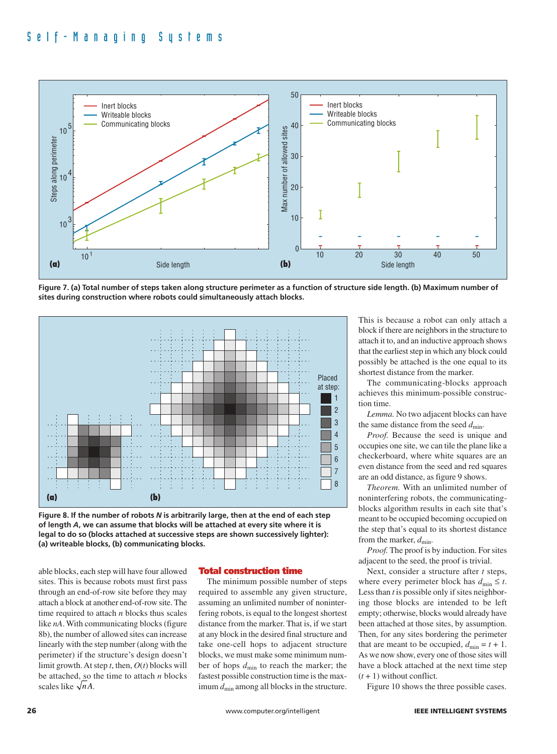Figure 7. (a) Total number of steps taken along structure perimeter as a function of structure side length. (b) Maximum number of sites during construction where robots could simultaneously attach blocks.

Figure 8. If the number of robots $N$ is arbitrarily large, then at the end of each step of length $A$, we can assume that blocks will be attached at every site where it is legal to do so (blocks attached at successive steps are shown successively lighter): (a) writeable blocks, (b) communicating blocks.

able blocks, each step will have four allowed sites. This is because robots must first pass through an end-of-row site before they may attach a block at another end-of-row site. The time required to attach $n$ blocks thus scales like $nA$. With communicating blocks (figure 8b), the number of allowed sites can increase linearly with the step number (along with the perimeter) if the structure's design doesn't limit growth. At step $t$, then, $O(t)$ blocks will be attached, so the time to attach $n$ blocks scales like $\sqrt{n}A$.

## Total construction time

The minimum possible number of steps required to assemble any given structure, assuming an unlimited number of noninterfering robots, is equal to the longest shortest distance from the marker. That is, if we start at any block in the desired final structure and take one-cell hops to adjacent structure blocks, we must make some minimum number of hops $d_{\min}$ to reach the marker; the fastest possible construction time is the maximum $d_{\min}$ among all blocks in the structure. This is because a robot can only attach a block if there are neighbors in the structure to attach it to, and an inductive approach shows that the earliest step in which any block could possibly be attached is the one equal to its shortest distance from the marker.

The communicating-blocks approach achieves this minimum-possible construction time.

*Lemma.* No two adjacent blocks can have the same distance from the seed $d_{\min}$.

*Proof.* Because the seed is unique and occupies one site, we can tile the plane like a checkerboard, where white squares are an even distance from the seed and red squares are an odd distance, as figure 9 shows.

*Theorem.* With an unlimited number of noninterfering robots, the communicating-blocks algorithm results in each site that's meant to be occupied becoming occupied on the step that's equal to its shortest distance from the marker, $d_{\min}$.

*Proof.* The proof is by induction. For sites adjacent to the seed, the proof is trivial.

Next, consider a structure after $t$ steps, where every perimeter block has $d_{\min} \leq t$. Less than $t$ is possible only if sites neighboring those blocks are intended to be left empty; otherwise, blocks would already have been attached at those sites, by assumption. Then, for any sites bordering the perimeter that are meant to be occupied, $d_{\min} = t + 1$. As we now show, every one of those sites will have a block attached at the next time step $(t + 1)$ without conflict.

Figure 10 shows the three possible cases.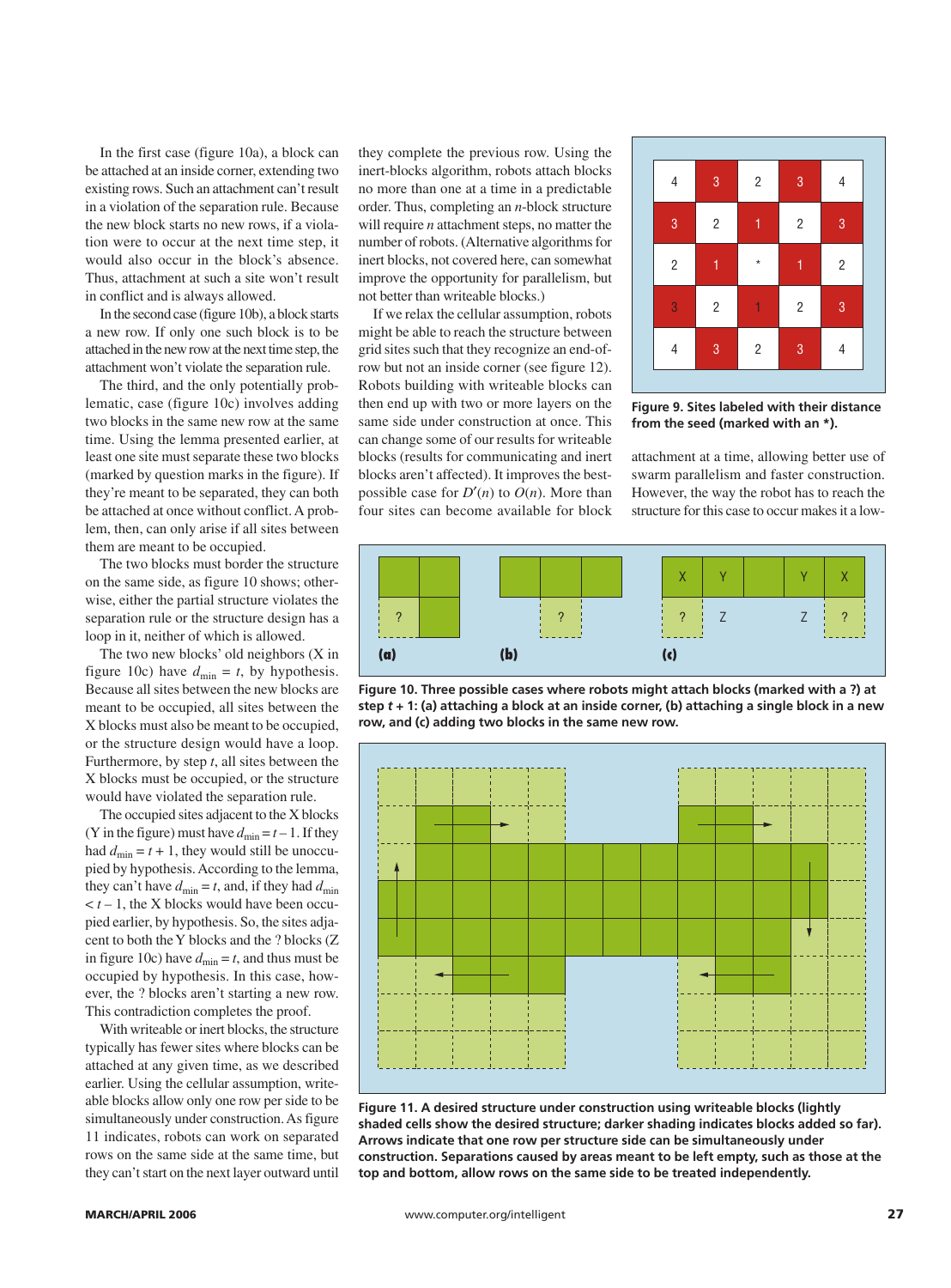In the first case (figure 10a), a block can be attached at an inside corner, extending two existing rows. Such an attachment can't result in a violation of the separation rule. Because the new block starts no new rows, if a violation were to occur at the next time step, it would also occur in the block's absence. Thus, attachment at such a site won't result in conflict and is always allowed.

In the second case (figure 10b), a block starts a new row. If only one such block is to be attached in the new row at the next time step, the attachment won't violate the separation rule.

The third, and the only potentially problematic, case (figure 10c) involves adding two blocks in the same new row at the same time. Using the lemma presented earlier, at least one site must separate these two blocks (marked by question marks in the figure). If they're meant to be separated, they can both be attached at once without conflict. A problem, then, can only arise if all sites between them are meant to be occupied.

The two blocks must border the structure on the same side, as figure 10 shows; otherwise, either the partial structure violates the separation rule or the structure design has a loop in it, neither of which is allowed.

The two new blocks' old neighbors (X in figure 10c) have $d_{min} = t$, by hypothesis. Because all sites between the new blocks are meant to be occupied, all sites between the X blocks must also be meant to be occupied, or the structure design would have a loop. Furthermore, by step $t$, all sites between the X blocks must be occupied, or the structure would have violated the separation rule.

The occupied sites adjacent to the X blocks (Y in the figure) must have $d_{min} = t - 1$. If they had $d_{min} = t + 1$, they would still be unoccupied by hypothesis. According to the lemma, they can't have $d_{min} = t$, and, if they had $d_{min} < t - 1$, the X blocks would have been occupied earlier, by hypothesis. So, the sites adjacent to both the Y blocks and the ? blocks (Z in figure 10c) have $d_{min} = t$, and thus must be occupied by hypothesis. In this case, however, the ? blocks aren't starting a new row. This contradiction completes the proof.

With writeable or inert blocks, the structure typically has fewer sites where blocks can be attached at any given time, as we described earlier. Using the cellular assumption, writeable blocks allow only one row per side to be simultaneously under construction. As figure 11 indicates, robots can work on separated rows on the same side at the same time, but they can't start on the next layer outward until they complete the previous row. Using the inert-blocks algorithm, robots attach blocks no more than one at a time in a predictable order. Thus, completing an $n$-block structure will require $n$ attachment steps, no matter the number of robots. (Alternative algorithms for inert blocks, not covered here, can somewhat improve the opportunity for parallelism, but not better than writeable blocks.)

If we relax the cellular assumption, robots might be able to reach the structure between grid sites such that they recognize an end-of-row but not an inside corner (see figure 12). Robots building with writeable blocks can then end up with two or more layers on the same side under construction at once. This can change some of our results for writeable blocks (results for communicating and inert blocks aren't affected). It improves the best-possible case for $D'(n)$ to $O(n)$. More than four sites can become available for block attachment at a time, allowing better use of swarm parallelism and faster construction. However, the way the robot has to reach the structure for this case to occur makes it a low-

| 4 | 3 | 2 | 3 | 4 |
|---|---|---|---|---|
| 3 | 2 | 1 | 2 | 3 |
| 2 | 1 | * | 1 | 2 |
| 3 | 2 | 1 | 2 | 3 |
| 4 | 3 | 2 | 3 | 4 |

**Figure 9. Sites labeled with their distance from the seed (marked with an *).**

**Figure 10. Three possible cases where robots might attach blocks (marked with a ?) at step $t + 1$: (a) attaching a block at an inside corner, (b) attaching a single block in a new row, and (c) adding two blocks in the same new row.**

**Figure 11. A desired structure under construction using writeable blocks (lightly shaded cells show the desired structure; darker shading indicates blocks added so far). Arrows indicate that one row per structure side can be simultaneously under construction. Separations caused by areas meant to be left empty, such as those at the top and bottom, allow rows on the same side to be treated independently.**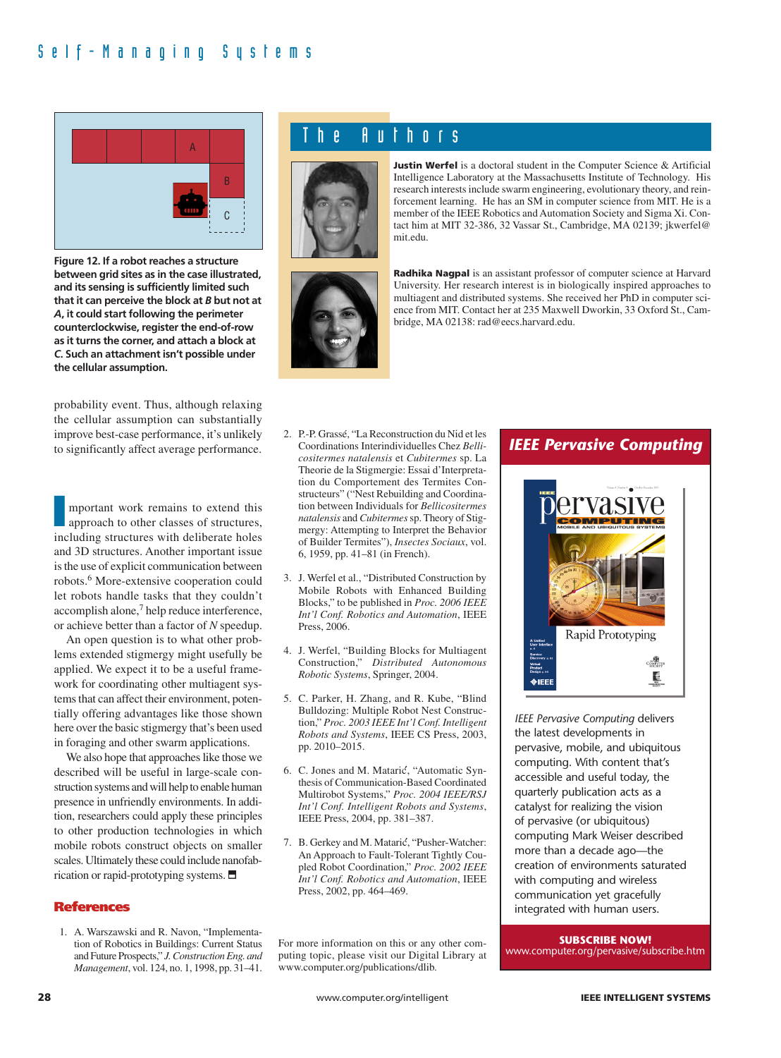A

B

C

**Figure 12. If a robot reaches a structure between grid sites as in the case illustrated, and its sensing is sufficiently limited such that it can perceive the block at *B* but not at *A*, it could start following the perimeter counterclockwise, register the end-of-row as it turns the corner, and attach a block at *C*. Such an attachment isn't possible under the cellular assumption.**

probability event. Thus, although relaxing the cellular assumption can substantially improve best-case performance, it's unlikely to significantly affect average performance.

Important work remains to extend this approach to other classes of structures, including structures with deliberate holes and 3D structures. Another important issue is the use of explicit communication between robots.[6] More-extensive cooperation could let robots handle tasks that they couldn't accomplish alone,[7] help reduce interference, or achieve better than a factor of $N$ speedup.

An open question is to what other problems extended stigmergy might usefully be applied. We expect it to be a useful framework for coordinating other multiagent systems that can affect their environment, potentially offering advantages like those shown here over the basic stigmergy that's been used in foraging and other swarm applications.

We also hope that approaches like those we described will be useful in large-scale construction systems and will help to enable human presence in unfriendly environments. In addition, researchers could apply these principles to other production technologies in which mobile robots construct objects on smaller scales. Ultimately these could include nanofabrication or rapid-prototyping systems.

## References

1. A. Warszawski and R. Navon, "Implementation of Robotics in Buildings: Current Status and Future Prospects," *J. Construction Eng. and Management*, vol. 124, no. 1, 1998, pp. 31–41.
2. P.-P. Grassé, "La Reconstruction du Nid et les Coordinations Interindividuelles Chez *Bellicositermes natalensis* et *Cubitermes* sp. La Theorie de la Stigmergie: Essai d'Interpretation du Comportement des Termites Constructeurs" ("Nest Rebuilding and Coordination between Individuals for *Bellicositermes natalensis* and *Cubitermes* sp. Theory of Stigmergy: Attempting to Interpret the Behavior of Builder Termites"), *Insectes Sociaux*, vol. 6, 1959, pp. 41–81 (in French).
3. J. Werfel et al., "Distributed Construction by Mobile Robots with Enhanced Building Blocks," to be published in *Proc. 2006 IEEE Int'l Conf. Robotics and Automation*, IEEE Press, 2006.
4. J. Werfel, "Building Blocks for Multiagent Construction," *Distributed Autonomous Robotic Systems*, Springer, 2004.
5. C. Parker, H. Zhang, and R. Kube, "Blind Bulldozing: Multiple Robot Nest Construction," *Proc. 2003 IEEE Int'l Conf. Intelligent Robots and Systems*, IEEE CS Press, 2003, pp. 2010–2015.
6. C. Jones and M. Matarić, "Automatic Synthesis of Communication-Based Coordinated Multirobot Systems," *Proc. 2004 IEEE/RSJ Int'l Conf. Intelligent Robots and Systems*, IEEE Press, 2004, pp. 381–387.
7. B. Gerkey and M. Matarić, "Pusher-Watcher: An Approach to Fault-Tolerant Tightly Coupled Robot Coordination," *Proc. 2002 IEEE Int'l Conf. Robotics and Automation*, IEEE Press, 2002, pp. 464–469.

For more information on this or any other computing topic, please visit our Digital Library at www.computer.org/publications/dlib.

## The Authors

**Justin Werfel** is a doctoral student in the Computer Science & Artificial Intelligence Laboratory at the Massachusetts Institute of Technology. His research interests include swarm engineering, evolutionary theory, and reinforcement learning. He has an SM in computer science from MIT. He is a member of the IEEE Robotics and Automation Society and Sigma Xi. Contact him at MIT 32-386, 32 Vassar St., Cambridge, MA 02139; jkwerfel@mit.edu.

**Radhika Nagpal** is an assistant professor of computer science at Harvard University. Her research interest is in biologically inspired approaches to multiagent and distributed systems. She received her PhD in computer science from MIT. Contact her at 235 Maxwell Dworkin, 33 Oxford St., Cambridge, MA 02138: rad@eecs.harvard.edu.

## *IEEE Pervasive Computing*

*IEEE Pervasive Computing* delivers the latest developments in pervasive, mobile, and ubiquitous computing. With content that's accessible and useful today, the quarterly publication acts as a catalyst for realizing the vision of pervasive (or ubiquitous) computing Mark Weiser described more than a decade ago—the creation of environments saturated with computing and wireless communication yet gracefully integrated with human users.

**SUBSCRIBE NOW!**
www.computer.org/pervasive/subscribe.htm